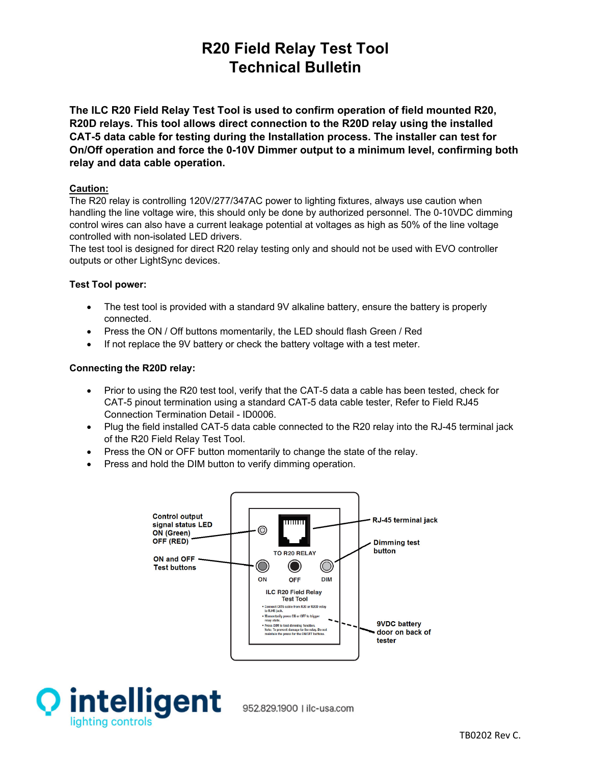# R20 Field Relay Test Tool
# Technical Bulletin

**The ILC R20 Field Relay Test Tool is used to confirm operation of field mounted R20, R20D relays. This tool allows direct connection to the R20D relay using the installed CAT-5 data cable for testing during the Installation process. The installer can test for On/Off operation and force the 0-10V Dimmer output to a minimum level, confirming both relay and data cable operation.**

**Caution:**

The R20 relay is controlling 120V/277/347AC power to lighting fixtures, always use caution when handling the line voltage wire, this should only be done by authorized personnel. The 0-10VDC dimming control wires can also have a current leakage potential at voltages as high as 50% of the line voltage controlled with non-isolated LED drivers.

The test tool is designed for direct R20 relay testing only and should not be used with EVO controller outputs or other LightSync devices.

### Test Tool power:

- The test tool is provided with a standard 9V alkaline battery, ensure the battery is properly connected.
- Press the ON / Off buttons momentarily, the LED should flash Green / Red
- If not replace the 9V battery or check the battery voltage with a test meter.

### Connecting the R20D relay:

- Prior to using the R20 test tool, verify that the CAT-5 data a cable has been tested, check for CAT-5 pinout termination using a standard CAT-5 data cable tester, Refer to Field RJ45 Connection Termination Detail - ID0006.
- Plug the field installed CAT-5 data cable connected to the R20 relay into the RJ-45 terminal jack of the R20 Field Relay Test Tool.
- Press the ON or OFF button momentarily to change the state of the relay.
- Press and hold the DIM button to verify dimming operation.

Control output signal status LED ON (Green) OFF (RED)

ON and OFF Test buttons

RJ-45 terminal jack

Dimming test button

9VDC battery door on back of tester

TO R20 RELAY

ON OFF DIM

ILC R20 Field Relay Test Tool

- Connect CAT5 cable from R20 or R20D relay to RJ45 jack.
- Momentarily press ON or OFF to trigger relay state.
- Press DIM to test dimming function. Note: To prevent damage to the relay, Do not maintain the press for the ON/OFF buttons.

intelligent lighting controls

952.829.1900 | ilc-usa.com

TB0202 Rev C.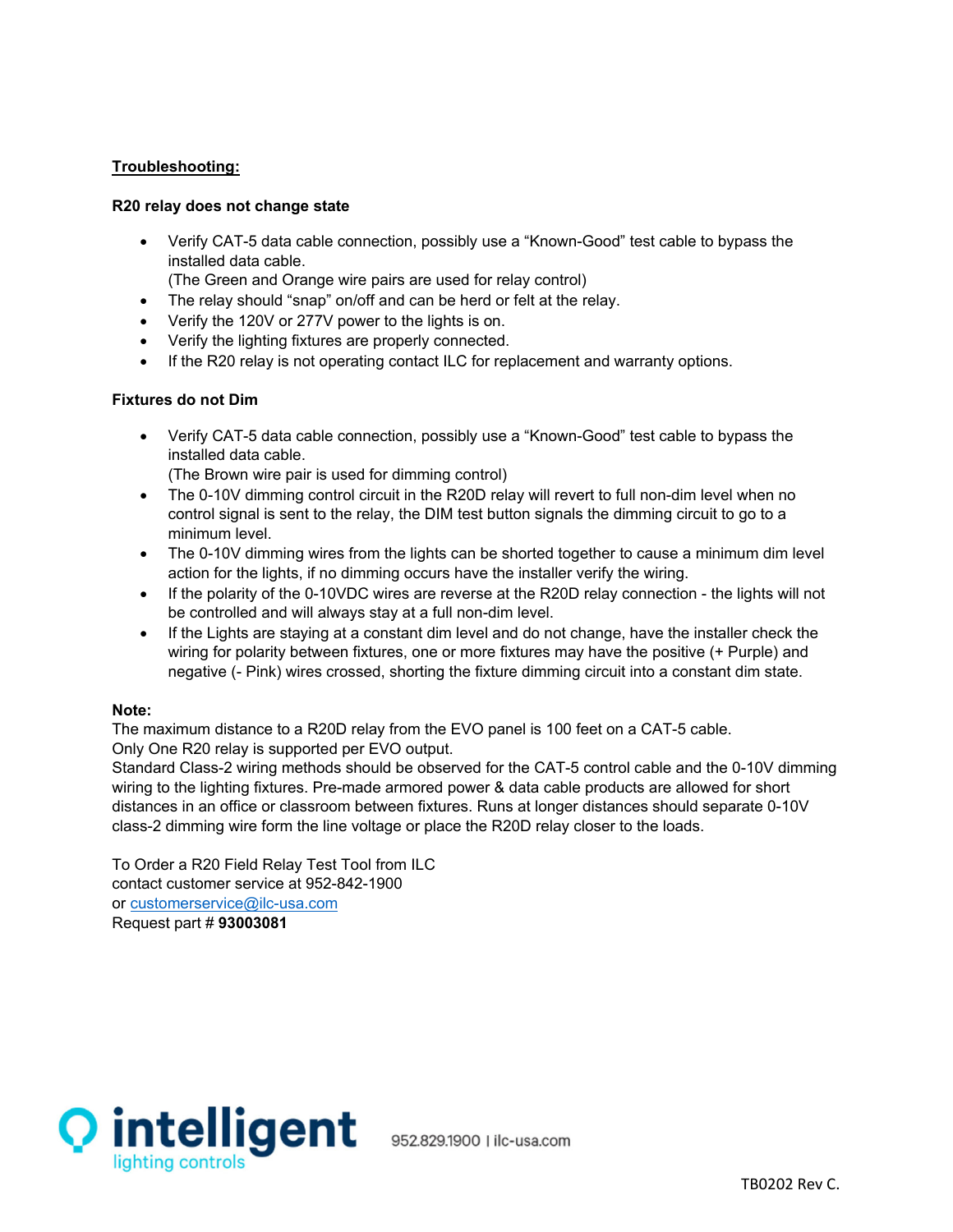**Troubleshooting:**

**R20 relay does not change state**

- Verify CAT-5 data cable connection, possibly use a "Known-Good" test cable to bypass the installed data cable.
  (The Green and Orange wire pairs are used for relay control)
- The relay should "snap" on/off and can be herd or felt at the relay.
- Verify the 120V or 277V power to the lights is on.
- Verify the lighting fixtures are properly connected.
- If the R20 relay is not operating contact ILC for replacement and warranty options.

**Fixtures do not Dim**

- Verify CAT-5 data cable connection, possibly use a "Known-Good" test cable to bypass the installed data cable.
  (The Brown wire pair is used for dimming control)
- The 0-10V dimming control circuit in the R20D relay will revert to full non-dim level when no control signal is sent to the relay, the DIM test button signals the dimming circuit to go to a minimum level.
- The 0-10V dimming wires from the lights can be shorted together to cause a minimum dim level action for the lights, if no dimming occurs have the installer verify the wiring.
- If the polarity of the 0-10VDC wires are reverse at the R20D relay connection - the lights will not be controlled and will always stay at a full non-dim level.
- If the Lights are staying at a constant dim level and do not change, have the installer check the wiring for polarity between fixtures, one or more fixtures may have the positive (+ Purple) and negative (- Pink) wires crossed, shorting the fixture dimming circuit into a constant dim state.

**Note:**
The maximum distance to a R20D relay from the EVO panel is 100 feet on a CAT-5 cable.
Only One R20 relay is supported per EVO output.
Standard Class-2 wiring methods should be observed for the CAT-5 control cable and the 0-10V dimming wiring to the lighting fixtures. Pre-made armored power & data cable products are allowed for short distances in an office or classroom between fixtures. Runs at longer distances should separate 0-10V class-2 dimming wire form the line voltage or place the R20D relay closer to the loads.

To Order a R20 Field Relay Test Tool from ILC
contact customer service at 952-842-1900
or customerservice@ilc-usa.com
Request part # **93003081**

intelligent lighting controls

952.829.1900 | ilc-usa.com

TB0202 Rev C.